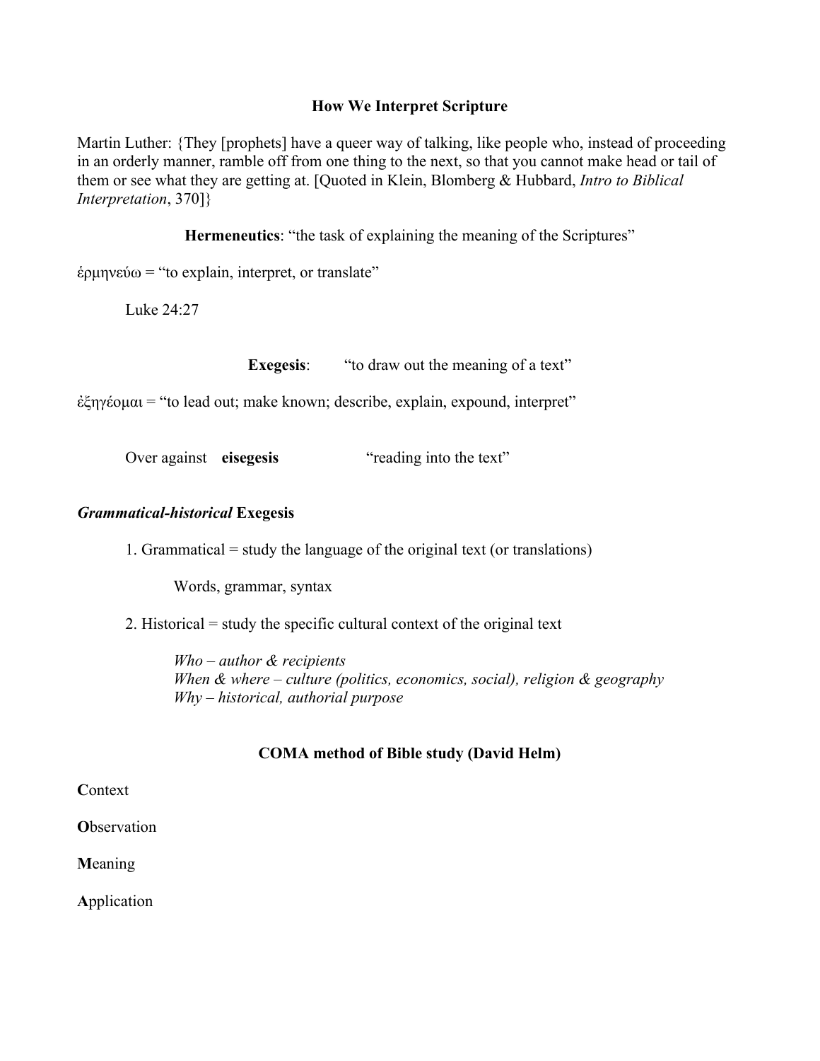# How We Interpret Scripture

Martin Luther: {They [prophets] have a queer way of talking, like people who, instead of proceeding in an orderly manner, ramble off from one thing to the next, so that you cannot make head or tail of them or see what they are getting at. [Quoted in Klein, Blomberg & Hubbard, *Intro to Biblical Interpretation*, 370]}

**Hermeneutics**: "the task of explaining the meaning of the Scriptures"

ἑρμηνεύω = "to explain, interpret, or translate"

Luke 24:27

**Exegesis**: "to draw out the meaning of a text"

ἐξηγέομαι = "to lead out; make known; describe, explain, expound, interpret"

Over against **eisegesis** "reading into the text"

## *Grammatical-historical* Exegesis

1. Grammatical = study the language of the original text (or translations)

   Words, grammar, syntax

2. Historical = study the specific cultural context of the original text

   *Who – author & recipients*
   *When & where – culture (politics, economics, social), religion & geography*
   *Why – historical, authorial purpose*

## COMA method of Bible study (David Helm)

**C**ontext

**O**bservation

**M**eaning

**A**pplication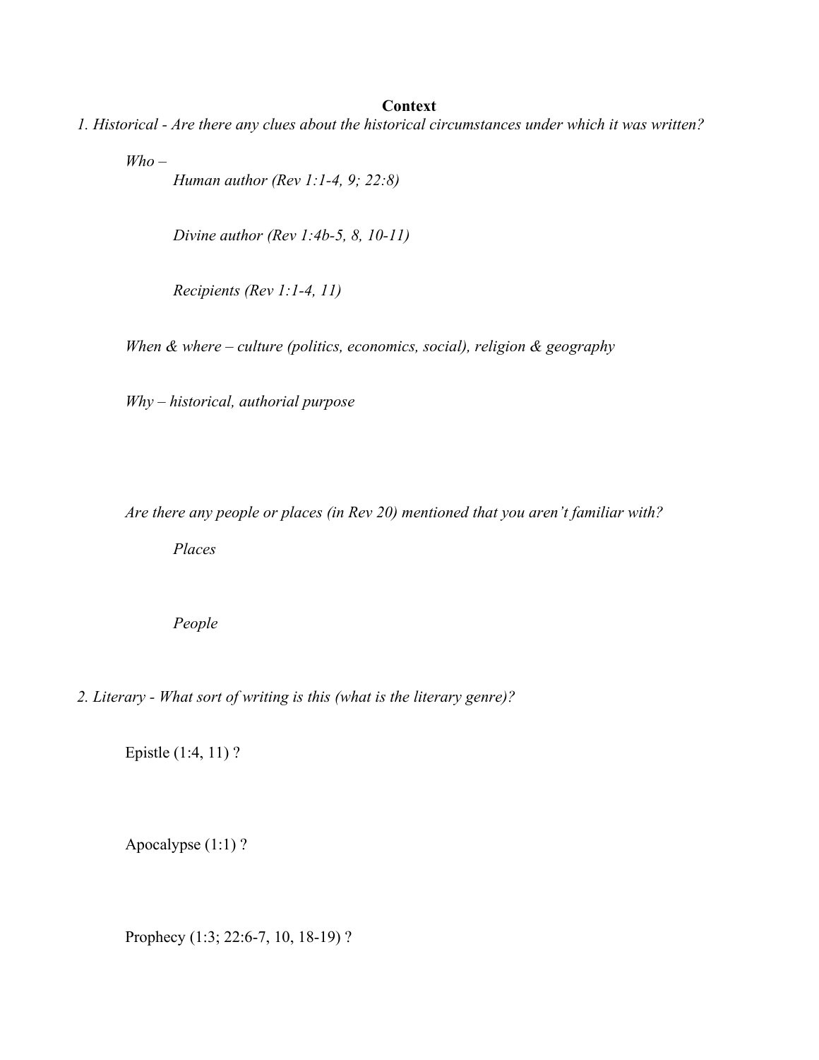# Context

*1. Historical - Are there any clues about the historical circumstances under which it was written?*

*Who –*

*Human author (Rev 1:1-4, 9; 22:8)*

*Divine author (Rev 1:4b-5, 8, 10-11)*

*Recipients (Rev 1:1-4, 11)*

*When & where – culture (politics, economics, social), religion & geography*

*Why – historical, authorial purpose*

*Are there any people or places (in Rev 20) mentioned that you aren't familiar with?*

*Places*

*People*

*2. Literary - What sort of writing is this (what is the literary genre)?*

Epistle (1:4, 11) ?

Apocalypse (1:1) ?

Prophecy (1:3; 22:6-7, 10, 18-19) ?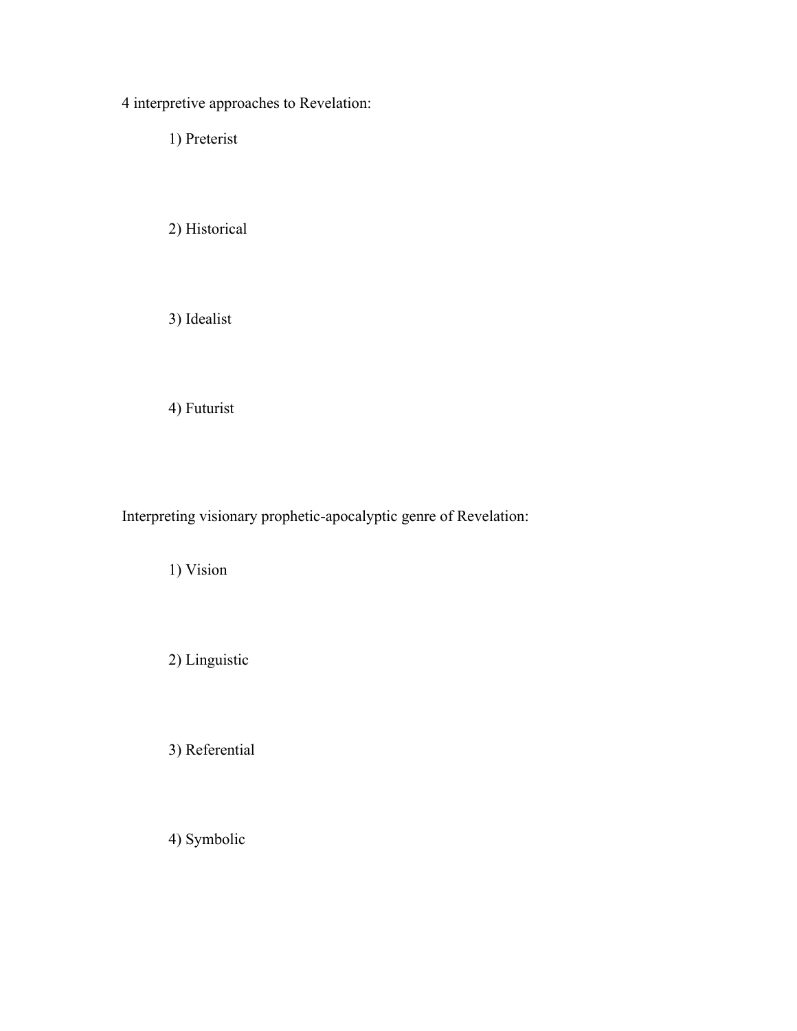4 interpretive approaches to Revelation:

1) Preterist

2) Historical

3) Idealist

4) Futurist

Interpreting visionary prophetic-apocalyptic genre of Revelation:

1) Vision

2) Linguistic

3) Referential

4) Symbolic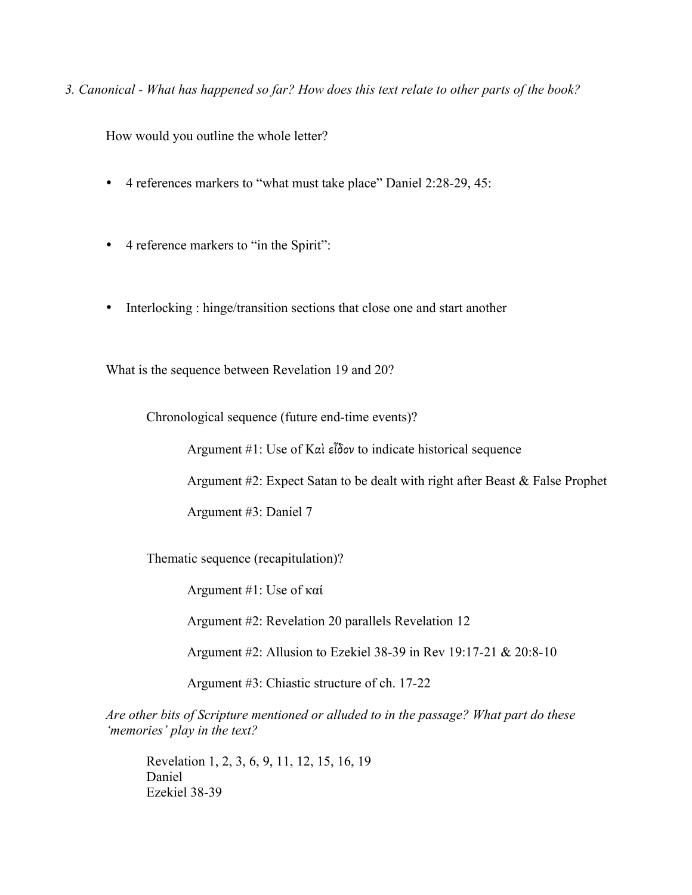*3. Canonical - What has happened so far? How does this text relate to other parts of the book?*

How would you outline the whole letter?

- 4 references markers to "what must take place" Daniel 2:28-29, 45:

- 4 reference markers to "in the Spirit":

- Interlocking : hinge/transition sections that close one and start another

What is the sequence between Revelation 19 and 20?

Chronological sequence (future end-time events)?

Argument #1: Use of Καὶ εἶδον to indicate historical sequence

Argument #2: Expect Satan to be dealt with right after Beast & False Prophet

Argument #3: Daniel 7

Thematic sequence (recapitulation)?

Argument #1: Use of καί

Argument #2: Revelation 20 parallels Revelation 12

Argument #2: Allusion to Ezekiel 38-39 in Rev 19:17-21 & 20:8-10

Argument #3: Chiastic structure of ch. 17-22

*Are other bits of Scripture mentioned or alluded to in the passage? What part do these 'memories' play in the text?*

Revelation 1, 2, 3, 6, 9, 11, 12, 15, 16, 19
Daniel
Ezekiel 38-39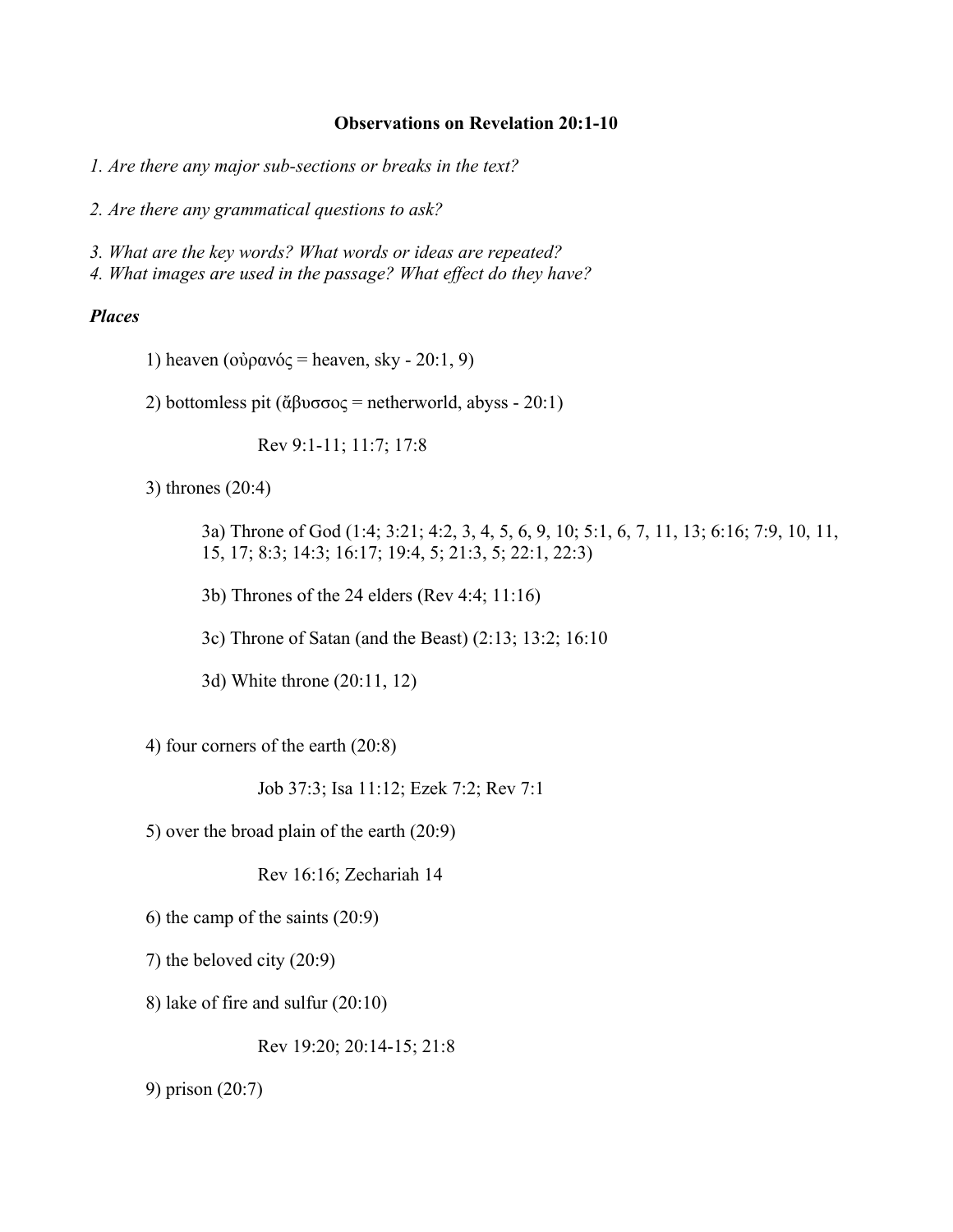# Observations on Revelation 20:1-10

*1. Are there any major sub-sections or breaks in the text?*

*2. Are there any grammatical questions to ask?*

*3. What are the key words? What words or ideas are repeated?*
*4. What images are used in the passage? What effect do they have?*

***Places***

1) heaven (οὐρανός = heaven, sky - 20:1, 9)

2) bottomless pit (ἄβυσσος = netherworld, abyss - 20:1)

Rev 9:1-11; 11:7; 17:8

3) thrones (20:4)

3a) Throne of God (1:4; 3:21; 4:2, 3, 4, 5, 6, 9, 10; 5:1, 6, 7, 11, 13; 6:16; 7:9, 10, 11, 15, 17; 8:3; 14:3; 16:17; 19:4, 5; 21:3, 5; 22:1, 22:3)

3b) Thrones of the 24 elders (Rev 4:4; 11:16)

3c) Throne of Satan (and the Beast) (2:13; 13:2; 16:10

3d) White throne (20:11, 12)

4) four corners of the earth (20:8)

Job 37:3; Isa 11:12; Ezek 7:2; Rev 7:1

5) over the broad plain of the earth (20:9)

Rev 16:16; Zechariah 14

6) the camp of the saints (20:9)

7) the beloved city (20:9)

8) lake of fire and sulfur (20:10)

Rev 19:20; 20:14-15; 21:8

9) prison (20:7)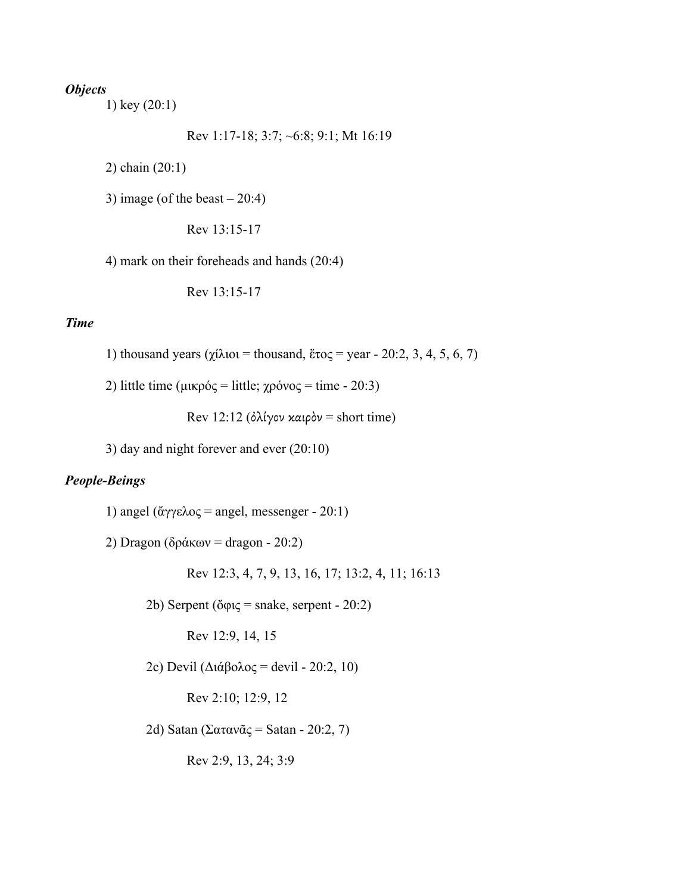***Objects***

1) key (20:1)

Rev 1:17-18; 3:7; ~6:8; 9:1; Mt 16:19

2) chain (20:1)

3) image (of the beast – 20:4)

Rev 13:15-17

4) mark on their foreheads and hands (20:4)

Rev 13:15-17

***Time***

1) thousand years (χίλιοι = thousand, ἔτος = year - 20:2, 3, 4, 5, 6, 7)

2) little time (μικρός = little; χρόνος = time - 20:3)

Rev 12:12 (ὀλίγον καιρὸν = short time)

3) day and night forever and ever (20:10)

***People-Beings***

1) angel (ἄγγελος = angel, messenger - 20:1)

2) Dragon (δράκων = dragon - 20:2)

Rev 12:3, 4, 7, 9, 13, 16, 17; 13:2, 4, 11; 16:13

2b) Serpent (ὄφις = snake, serpent - 20:2)

Rev 12:9, 14, 15

2c) Devil (Διάβολος = devil - 20:2, 10)

Rev 2:10; 12:9, 12

2d) Satan (Σατανᾶς = Satan - 20:2, 7)

Rev 2:9, 13, 24; 3:9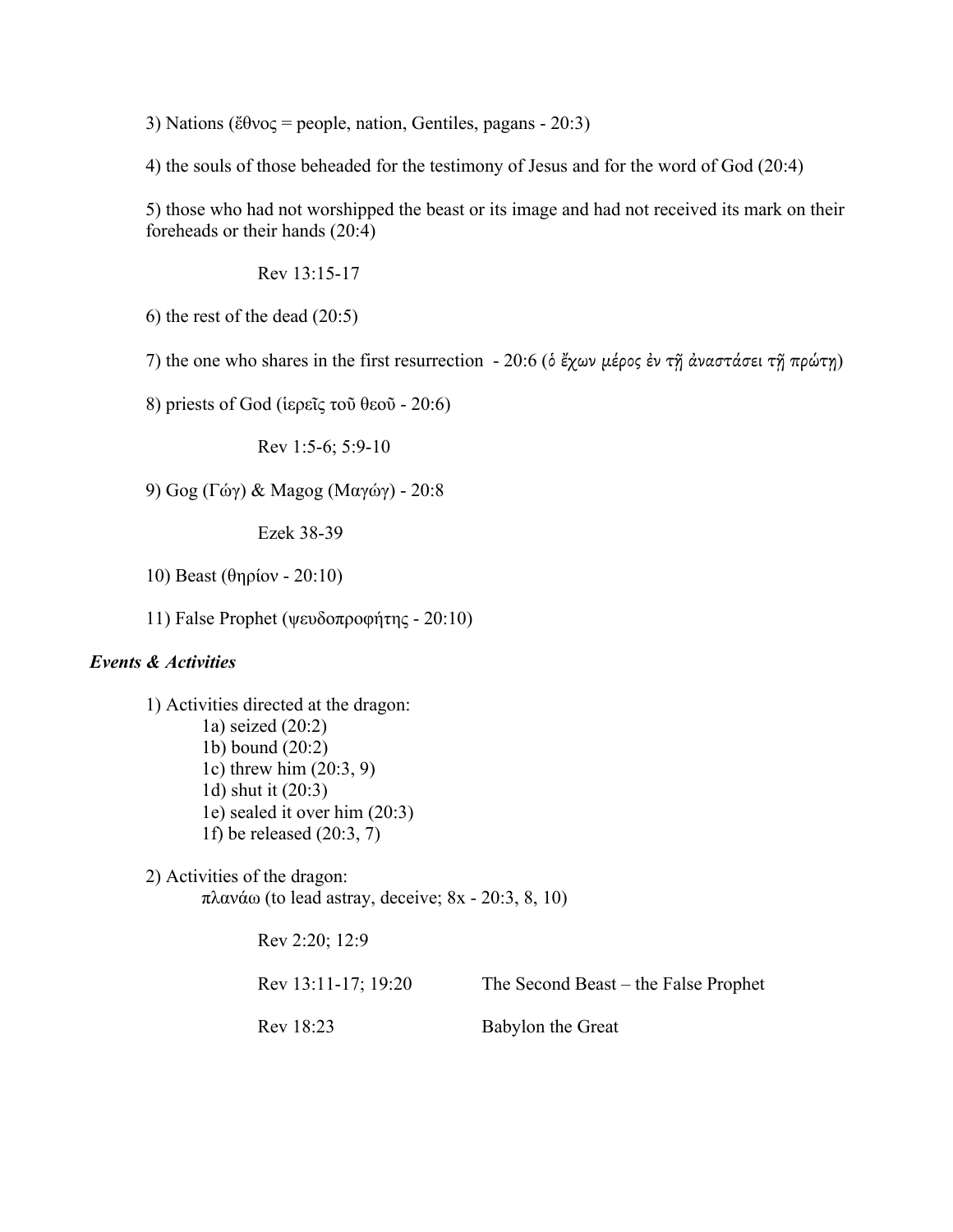3) Nations (ἔθνος = people, nation, Gentiles, pagans - 20:3)

4) the souls of those beheaded for the testimony of Jesus and for the word of God (20:4)

5) those who had not worshipped the beast or its image and had not received its mark on their foreheads or their hands (20:4)

Rev 13:15-17

6) the rest of the dead (20:5)

7) the one who shares in the first resurrection - 20:6 (ὁ ἔχων μέρος ἐν τῇ ἀναστάσει τῇ πρώτῃ)

8) priests of God (ἱερεῖς τοῦ θεοῦ - 20:6)

Rev 1:5-6; 5:9-10

9) Gog (Γώγ) & Magog (Μαγώγ) - 20:8

Ezek 38-39

10) Beast (θηρίον - 20:10)

11) False Prophet (ψευδοπροφήτης - 20:10)

***Events & Activities***

1) Activities directed at the dragon:
- 1a) seized (20:2)
- 1b) bound (20:2)
- 1c) threw him (20:3, 9)
- 1d) shut it (20:3)
- 1e) sealed it over him (20:3)
- 1f) be released (20:3, 7)

2) Activities of the dragon:
πλανάω (to lead astray, deceive; 8x - 20:3, 8, 10)

Rev 2:20; 12:9

Rev 13:11-17; 19:20 — The Second Beast – the False Prophet

Rev 18:23 — Babylon the Great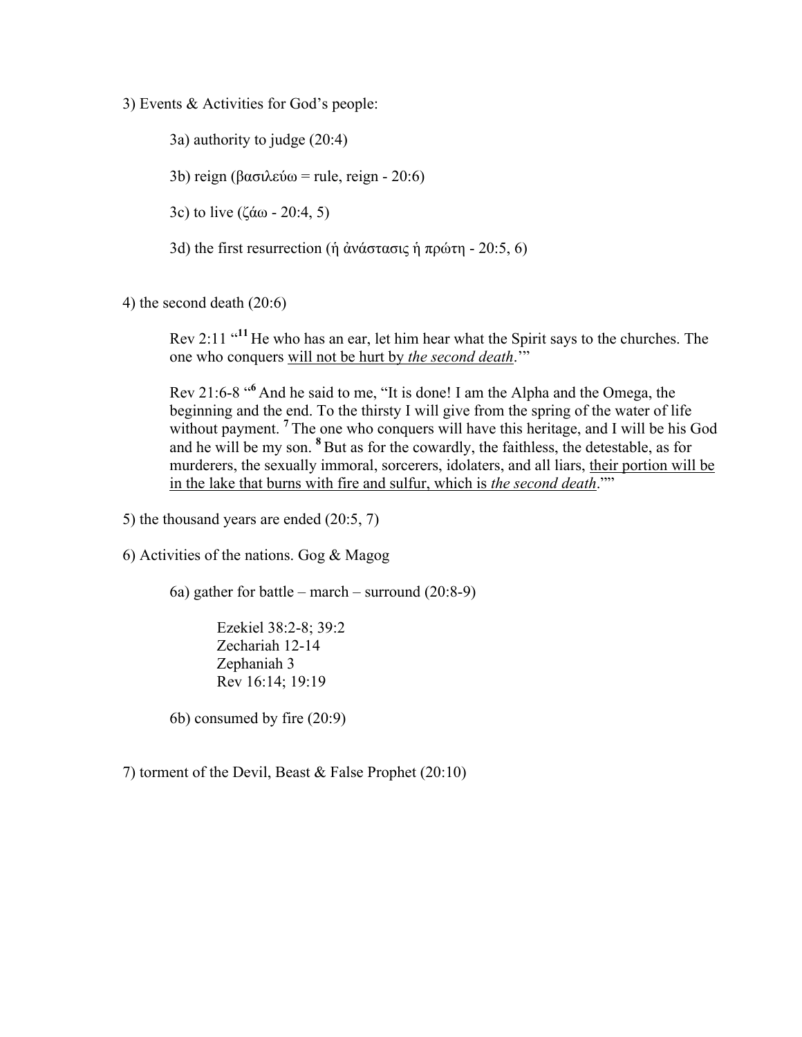3) Events & Activities for God's people:

3a) authority to judge (20:4)

3b) reign (βασιλεύω = rule, reign - 20:6)

3c) to live (ζάω - 20:4, 5)

3d) the first resurrection (ἡ ἀνάστασις ἡ πρώτη - 20:5, 6)

4) the second death (20:6)

> Rev 2:11 "[11] He who has an ear, let him hear what the Spirit says to the churches. The one who conquers <u>will not be hurt by *the second death*</u>.'"
>
> Rev 21:6-8 "[6] And he said to me, "It is done! I am the Alpha and the Omega, the beginning and the end. To the thirsty I will give from the spring of the water of life without payment. [7] The one who conquers will have this heritage, and I will be his God and he will be my son. [8] But as for the cowardly, the faithless, the detestable, as for murderers, the sexually immoral, sorcerers, idolaters, and all liars, <u>their portion will be in the lake that burns with fire and sulfur, which is *the second death*</u>.""

5) the thousand years are ended (20:5, 7)

6) Activities of the nations. Gog & Magog

6a) gather for battle – march – surround (20:8-9)

Ezekiel 38:2-8; 39:2
Zechariah 12-14
Zephaniah 3
Rev 16:14; 19:19

6b) consumed by fire (20:9)

7) torment of the Devil, Beast & False Prophet (20:10)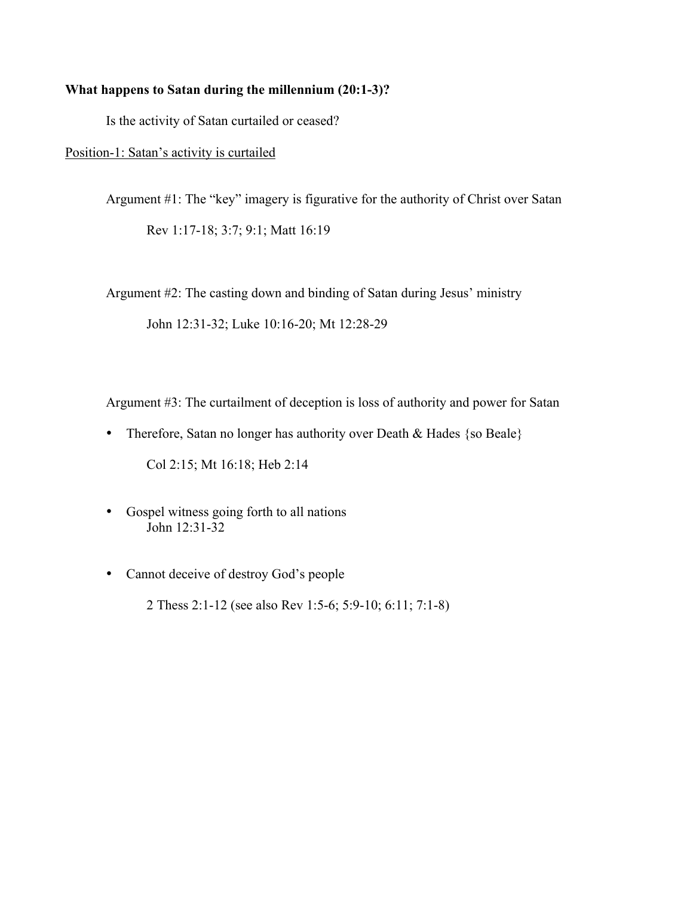**What happens to Satan during the millennium (20:1-3)?**

Is the activity of Satan curtailed or ceased?

<u>Position-1: Satan's activity is curtailed</u>

Argument #1: The "key" imagery is figurative for the authority of Christ over Satan

Rev 1:17-18; 3:7; 9:1; Matt 16:19

Argument #2: The casting down and binding of Satan during Jesus' ministry

John 12:31-32; Luke 10:16-20; Mt 12:28-29

Argument #3: The curtailment of deception is loss of authority and power for Satan

- Therefore, Satan no longer has authority over Death & Hades {so Beale}

  Col 2:15; Mt 16:18; Heb 2:14

- Gospel witness going forth to all nations

  John 12:31-32

- Cannot deceive of destroy God's people

  2 Thess 2:1-12 (see also Rev 1:5-6; 5:9-10; 6:11; 7:1-8)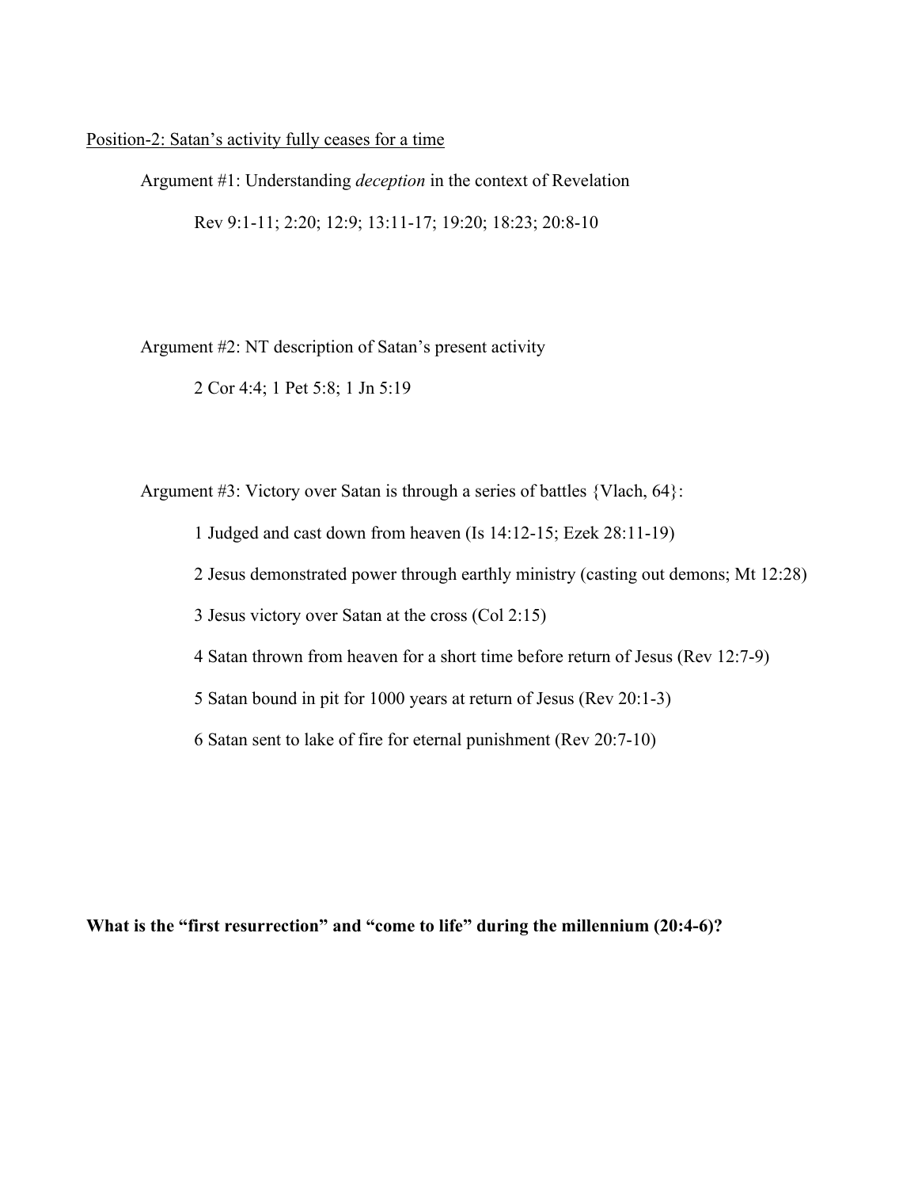<u>Position-2: Satan's activity fully ceases for a time</u>

Argument #1: Understanding *deception* in the context of Revelation

Rev 9:1-11; 2:20; 12:9; 13:11-17; 19:20; 18:23; 20:8-10

Argument #2: NT description of Satan's present activity

2 Cor 4:4; 1 Pet 5:8; 1 Jn 5:19

Argument #3: Victory over Satan is through a series of battles {Vlach, 64}:

1 Judged and cast down from heaven (Is 14:12-15; Ezek 28:11-19)

2 Jesus demonstrated power through earthly ministry (casting out demons; Mt 12:28)

3 Jesus victory over Satan at the cross (Col 2:15)

4 Satan thrown from heaven for a short time before return of Jesus (Rev 12:7-9)

5 Satan bound in pit for 1000 years at return of Jesus (Rev 20:1-3)

6 Satan sent to lake of fire for eternal punishment (Rev 20:7-10)

**What is the "first resurrection" and "come to life" during the millennium (20:4-6)?**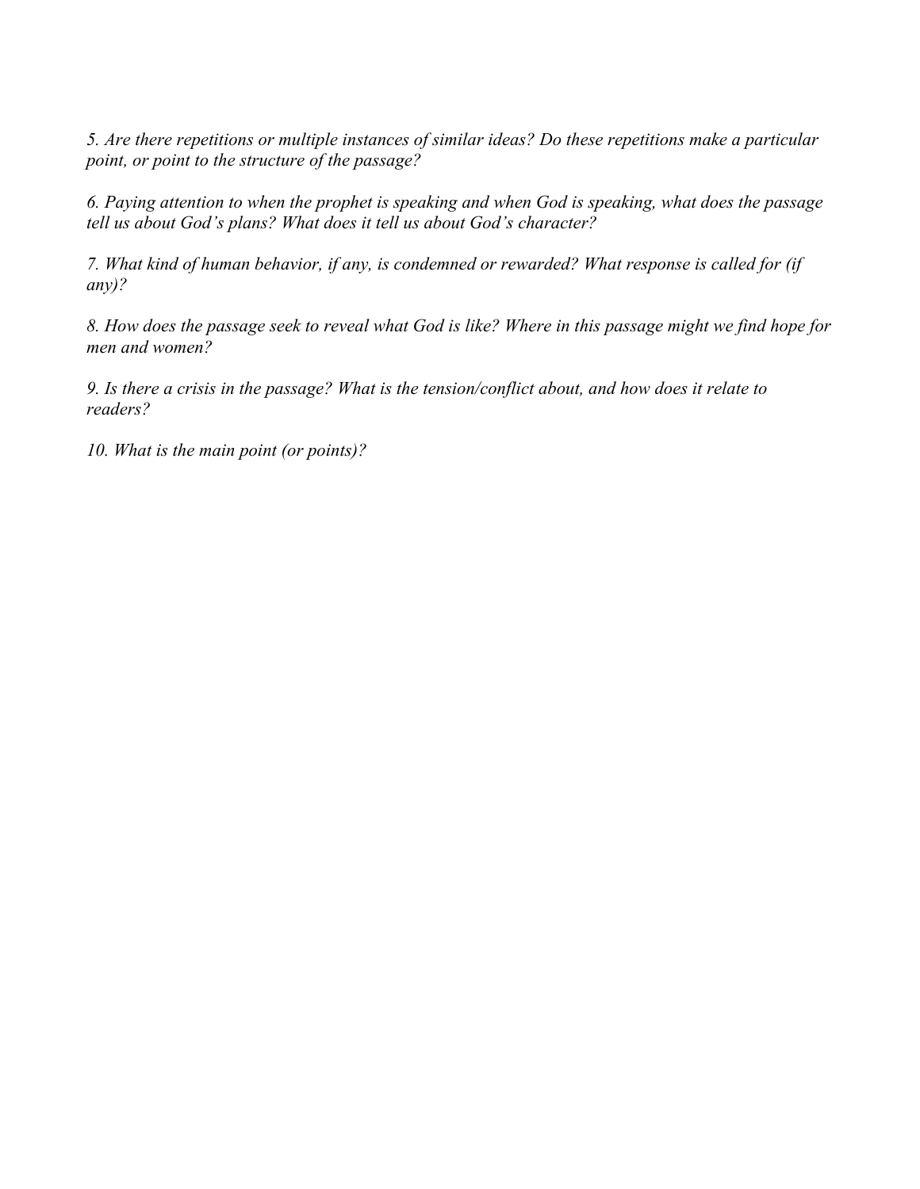*5. Are there repetitions or multiple instances of similar ideas? Do these repetitions make a particular point, or point to the structure of the passage?*

*6. Paying attention to when the prophet is speaking and when God is speaking, what does the passage tell us about God's plans? What does it tell us about God's character?*

*7. What kind of human behavior, if any, is condemned or rewarded? What response is called for (if any)?*

*8. How does the passage seek to reveal what God is like? Where in this passage might we find hope for men and women?*

*9. Is there a crisis in the passage? What is the tension/conflict about, and how does it relate to readers?*

*10. What is the main point (or points)?*